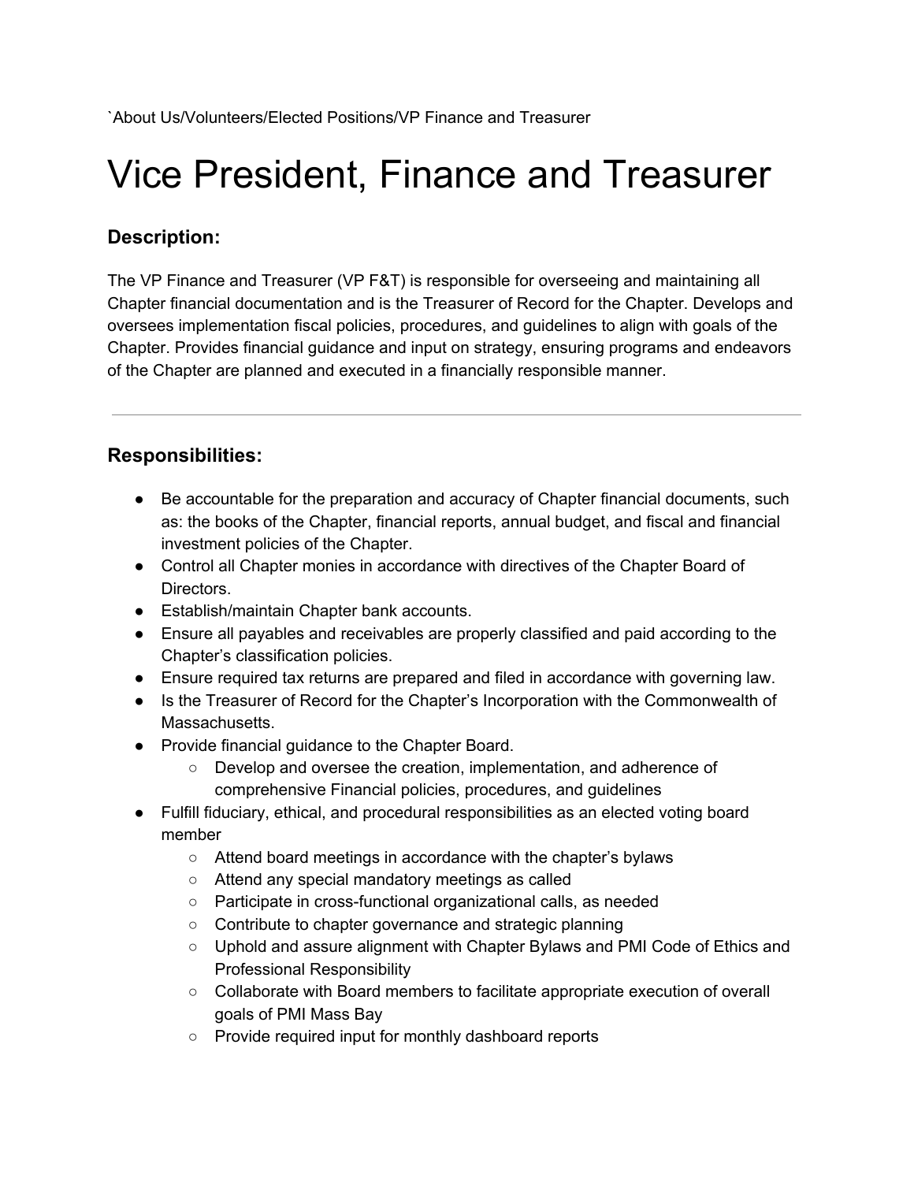`About Us/Volunteers/Elected Positions/VP Finance and Treasurer

# Vice President, Finance and Treasurer

### Description:

The VP Finance and Treasurer (VP F&T) is responsible for overseeing and maintaining all Chapter financial documentation and is the Treasurer of Record for the Chapter. Develops and oversees implementation fiscal policies, procedures, and guidelines to align with goals of the Chapter. Provides financial guidance and input on strategy, ensuring programs and endeavors of the Chapter are planned and executed in a financially responsible manner.

---

### Responsibilities:

- Be accountable for the preparation and accuracy of Chapter financial documents, such as: the books of the Chapter, financial reports, annual budget, and fiscal and financial investment policies of the Chapter.
- Control all Chapter monies in accordance with directives of the Chapter Board of Directors.
- Establish/maintain Chapter bank accounts.
- Ensure all payables and receivables are properly classified and paid according to the Chapter's classification policies.
- Ensure required tax returns are prepared and filed in accordance with governing law.
- Is the Treasurer of Record for the Chapter's Incorporation with the Commonwealth of Massachusetts.
- Provide financial guidance to the Chapter Board.
  - Develop and oversee the creation, implementation, and adherence of comprehensive Financial policies, procedures, and guidelines
- Fulfill fiduciary, ethical, and procedural responsibilities as an elected voting board member
  - Attend board meetings in accordance with the chapter's bylaws
  - Attend any special mandatory meetings as called
  - Participate in cross-functional organizational calls, as needed
  - Contribute to chapter governance and strategic planning
  - Uphold and assure alignment with Chapter Bylaws and PMI Code of Ethics and Professional Responsibility
  - Collaborate with Board members to facilitate appropriate execution of overall goals of PMI Mass Bay
  - Provide required input for monthly dashboard reports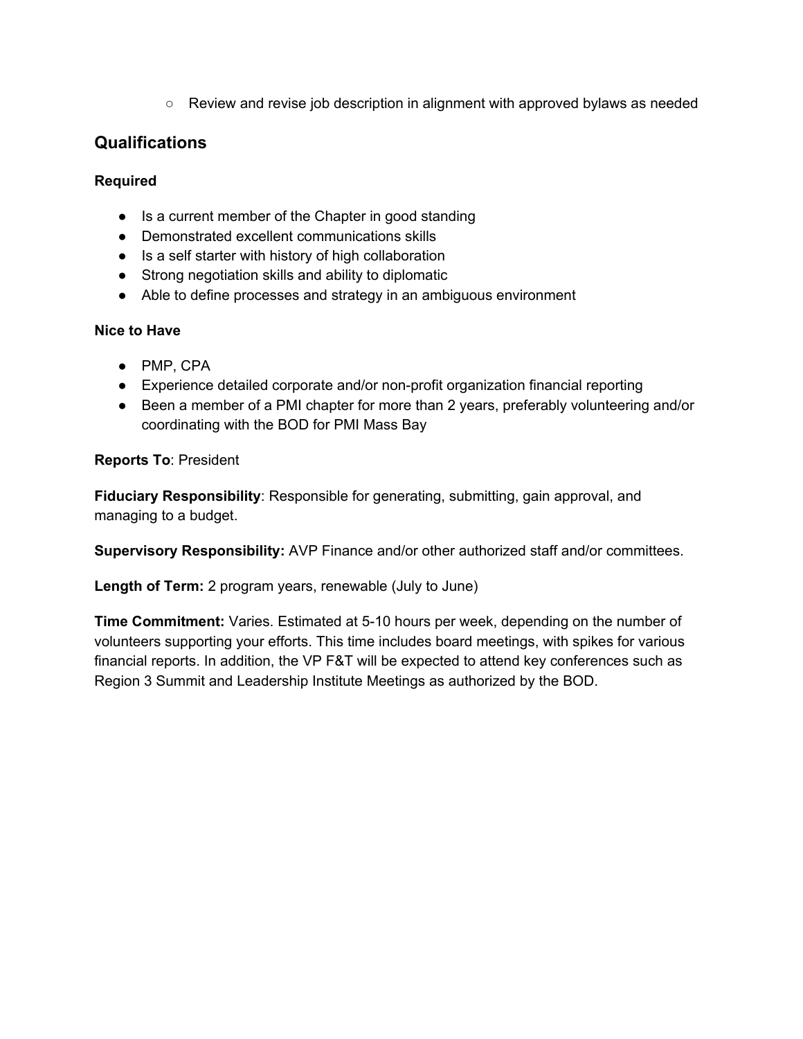- Review and revise job description in alignment with approved bylaws as needed

## Qualifications

**Required**

- Is a current member of the Chapter in good standing
- Demonstrated excellent communications skills
- Is a self starter with history of high collaboration
- Strong negotiation skills and ability to diplomatic
- Able to define processes and strategy in an ambiguous environment

**Nice to Have**

- PMP, CPA
- Experience detailed corporate and/or non-profit organization financial reporting
- Been a member of a PMI chapter for more than 2 years, preferably volunteering and/or coordinating with the BOD for PMI Mass Bay

**Reports To**: President

**Fiduciary Responsibility**: Responsible for generating, submitting, gain approval, and managing to a budget.

**Supervisory Responsibility:** AVP Finance and/or other authorized staff and/or committees.

**Length of Term:** 2 program years, renewable (July to June)

**Time Commitment:** Varies. Estimated at 5-10 hours per week, depending on the number of volunteers supporting your efforts. This time includes board meetings, with spikes for various financial reports. In addition, the VP F&T will be expected to attend key conferences such as Region 3 Summit and Leadership Institute Meetings as authorized by the BOD.